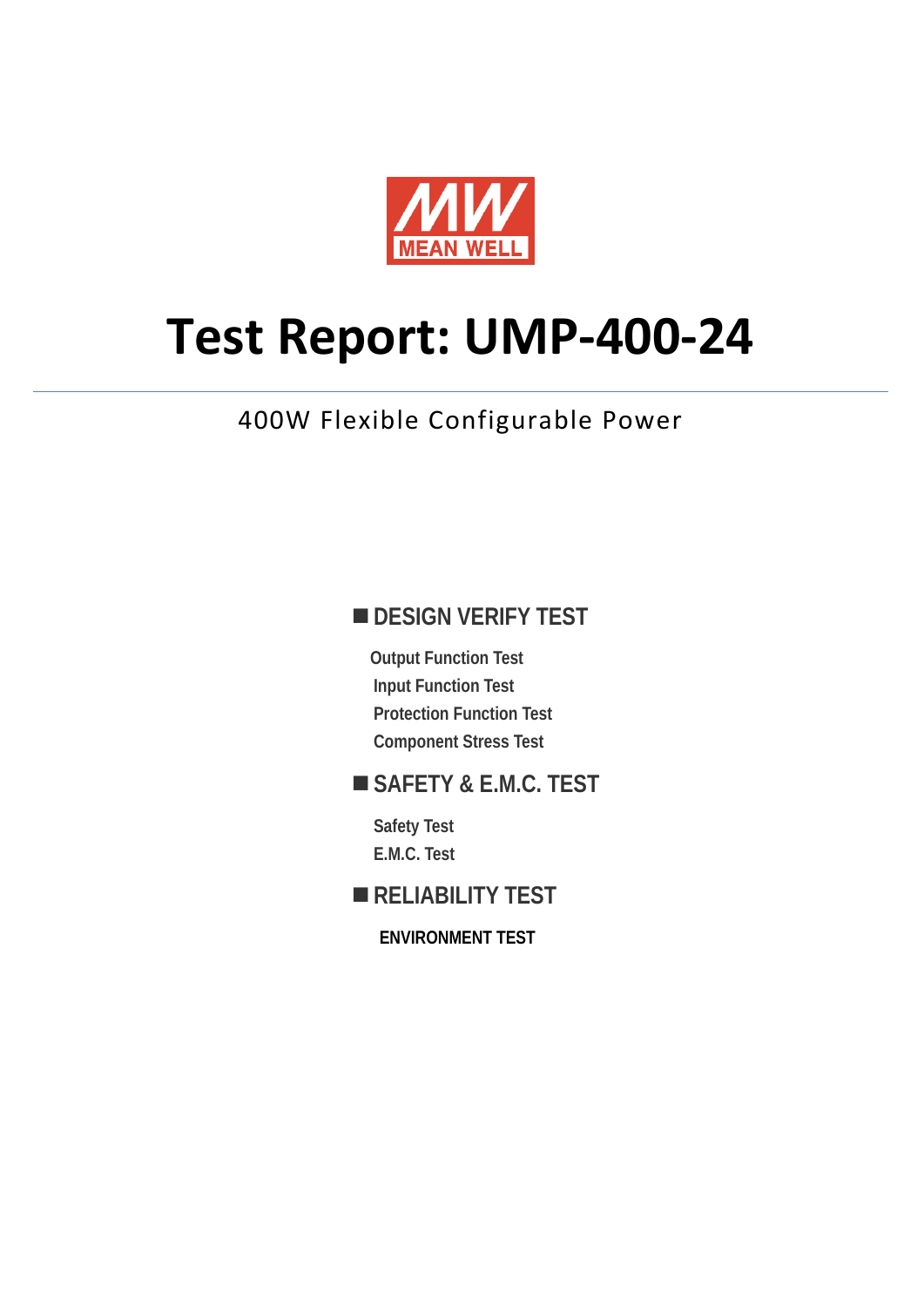MEAN WELL

# Test Report: UMP-400-24

400W Flexible Configurable Power

## ■ DESIGN VERIFY TEST

- Output Function Test
- Input Function Test
- Protection Function Test
- Component Stress Test

## ■ SAFETY & E.M.C. TEST

- Safety Test
- E.M.C. Test

## ■ RELIABILITY TEST

- ENVIRONMENT TEST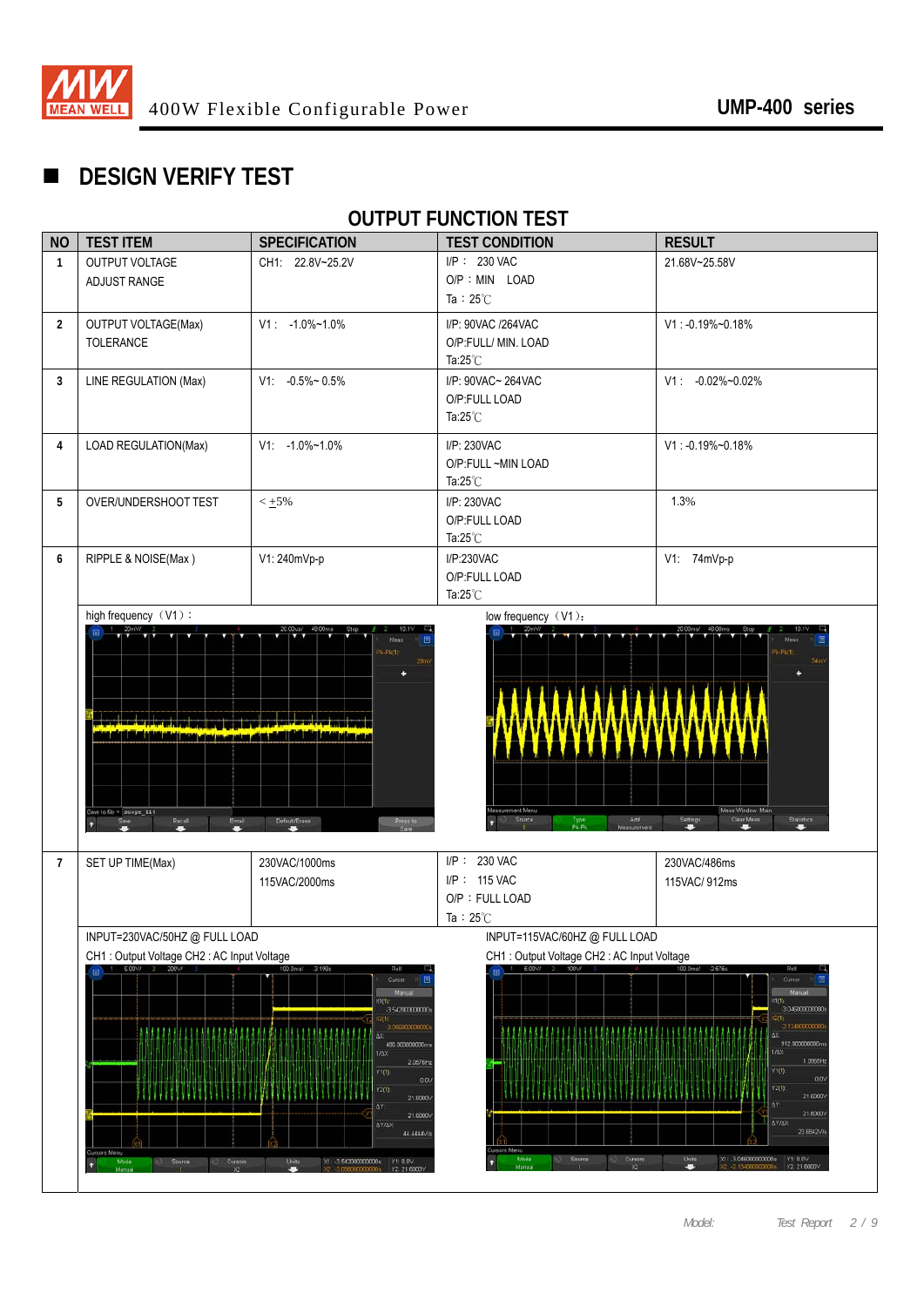# DESIGN VERIFY TEST

## OUTPUT FUNCTION TEST

| NO | TEST ITEM | SPECIFICATION | TEST CONDITION | RESULT |
|---|---|---|---|---|
| 1 | OUTPUT VOLTAGE ADJUST RANGE | CH1: 22.8V~25.2V | I/P : 230 VAC<br>O/P : MIN LOAD<br>Ta : 25℃ | 21.68V~25.58V |
| 2 | OUTPUT VOLTAGE(Max) TOLERANCE | V1 : -1.0%~1.0% | I/P: 90VAC /264VAC<br>O/P:FULL/ MIN. LOAD<br>Ta:25℃ | V1 : -0.19%~0.18% |
| 3 | LINE REGULATION (Max) | V1: -0.5%~ 0.5% | I/P: 90VAC~ 264VAC<br>O/P:FULL LOAD<br>Ta:25℃ | V1 : -0.02%~0.02% |
| 4 | LOAD REGULATION(Max) | V1: -1.0%~1.0% | I/P: 230VAC<br>O/P:FULL ~MIN LOAD<br>Ta:25℃ | V1 : -0.19%~0.18% |
| 5 | OVER/UNDERSHOOT TEST | < ±5% | I/P: 230VAC<br>O/P:FULL LOAD<br>Ta:25℃ | 1.3% |
| 6 | RIPPLE & NOISE(Max ) | V1: 240mVp-p | I/P:230VAC<br>O/P:FULL LOAD<br>Ta:25℃ | V1: 74mVp-p |
| | high frequency（V1）: | | low frequency（V1）: | |
| 7 | SET UP TIME(Max) | 230VAC/1000ms<br>115VAC/2000ms | I/P : 230 VAC<br>I/P : 115 VAC<br>O/P : FULL LOAD<br>Ta : 25℃ | 230VAC/486ms<br>115VAC/ 912ms |
| | INPUT=230VAC/50HZ @ FULL LOAD<br>CH1 : Output Voltage CH2 : AC Input Voltage | | INPUT=115VAC/60HZ @ FULL LOAD<br>CH1 : Output Voltage CH2 : AC Input Voltage | |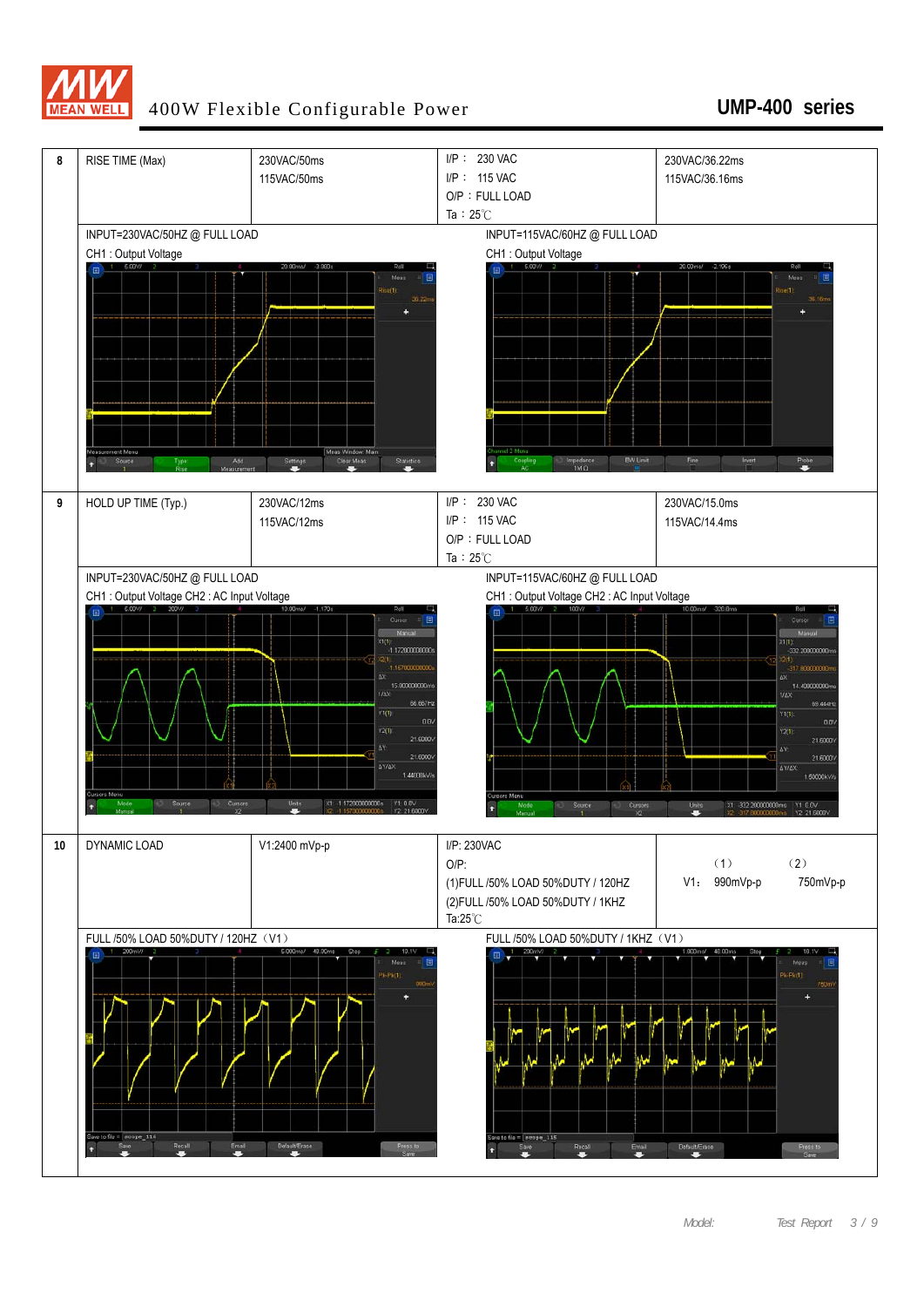| No. | Item | Spec | Test Condition | Result |
|---|---|---|---|---|
| 8 | RISE TIME (Max) | 230VAC/50ms<br>115VAC/50ms | I/P： 230 VAC<br>I/P： 115 VAC<br>O/P：FULL LOAD<br>Ta：25℃ | 230VAC/36.22ms<br>115VAC/36.16ms |
| | INPUT=230VAC/50HZ @ FULL LOAD<br>CH1 : Output Voltage | | INPUT=115VAC/60HZ @ FULL LOAD<br>CH1 : Output Voltage | |
| 9 | HOLD UP TIME (Typ.) | 230VAC/12ms<br>115VAC/12ms | I/P： 230 VAC<br>I/P： 115 VAC<br>O/P：FULL LOAD<br>Ta：25℃ | 230VAC/15.0ms<br>115VAC/14.4ms |
| | INPUT=230VAC/50HZ @ FULL LOAD<br>CH1 : Output Voltage CH2 : AC Input Voltage | | INPUT=115VAC/60HZ @ FULL LOAD<br>CH1 : Output Voltage CH2 : AC Input Voltage | |
| 10 | DYNAMIC LOAD | V1:2400 mVp-p | I/P: 230VAC<br>O/P:<br>(1)FULL /50% LOAD 50%DUTY / 120HZ<br>(2)FULL /50% LOAD 50%DUTY / 1KHZ<br>Ta:25℃ | （1） （2）<br>V1： 990mVp-p 750mVp-p |
| | FULL /50% LOAD 50%DUTY / 120HZ（V1） | | FULL /50% LOAD 50%DUTY / 1KHZ（V1） | |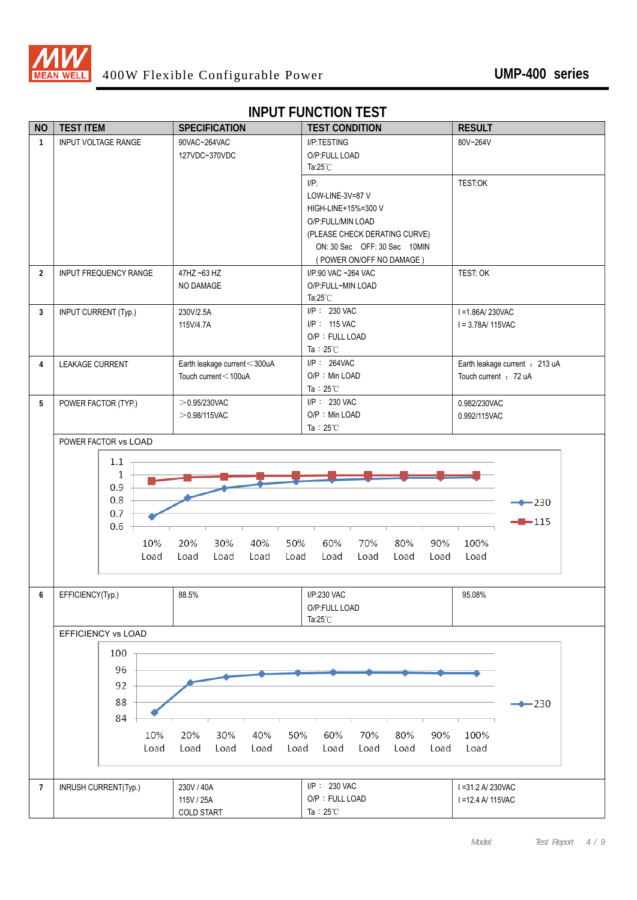# INPUT FUNCTION TEST

| NO | TEST ITEM | SPECIFICATION | TEST CONDITION | RESULT |
|---|---|---|---|---|
| 1 | INPUT VOLTAGE RANGE | 90VAC~264VAC<br>127VDC~370VDC | I/P:TESTING<br>O/P:FULL LOAD<br>Ta:25℃ | 80V~264V |
| | | | I/P:<br>LOW-LINE-3V=87 V<br>HIGH-LINE+15%=300 V<br>O/P:FULL/MIN LOAD<br>(PLEASE CHECK DERATING CURVE)<br>ON: 30 Sec OFF: 30 Sec 10MIN<br>( POWER ON/OFF NO DAMAGE ) | TEST:OK |
| 2 | INPUT FREQUENCY RANGE | 47HZ ~63 HZ<br>NO DAMAGE | I/P:90 VAC ~264 VAC<br>O/P:FULL~MIN LOAD<br>Ta:25℃ | TEST: OK |
| 3 | INPUT CURRENT (Typ.) | 230V/2.5A<br>115V/4.7A | I/P： 230 VAC<br>I/P： 115 VAC<br>O/P：FULL LOAD<br>Ta：25℃ | I =1.86A/ 230VAC<br>I = 3.78A/ 115VAC |
| 4 | LEAKAGE CURRENT | Earth leakage current＜300uA<br>Touch current＜100uA | I/P： 264VAC<br>O/P：Min LOAD<br>Ta：25℃ | Earth leakage current ： 213 uA<br>Touch current ： 72 uA |
| 5 | POWER FACTOR (TYP.) | ＞0.95/230VAC<br>＞0.98/115VAC | I/P： 230 VAC<br>O/P：Min LOAD<br>Ta：25℃ | 0.982/230VAC<br>0.992/115VAC |

POWER FACTOR vs LOAD

(Chart: Power factor vs load 10%–100% Load, series 230 and 115; y-axis 0.6–1.1)

| NO | TEST ITEM | SPECIFICATION | TEST CONDITION | RESULT |
|---|---|---|---|---|
| 6 | EFFICIENCY(Typ.) | 88.5% | I/P:230 VAC<br>O/P:FULL LOAD<br>Ta:25℃ | 95.08% |

EFFICIENCY vs LOAD

(Chart: Efficiency vs load 10%–100% Load, series 230; y-axis 84–100)

| NO | TEST ITEM | SPECIFICATION | TEST CONDITION | RESULT |
|---|---|---|---|---|
| 7 | INRUSH CURRENT(Typ.) | 230V / 40A<br>115V / 25A<br>COLD START | I/P： 230 VAC<br>O/P：FULL LOAD<br>Ta：25℃ | I =31.2 A/ 230VAC<br>I =12.4 A/ 115VAC |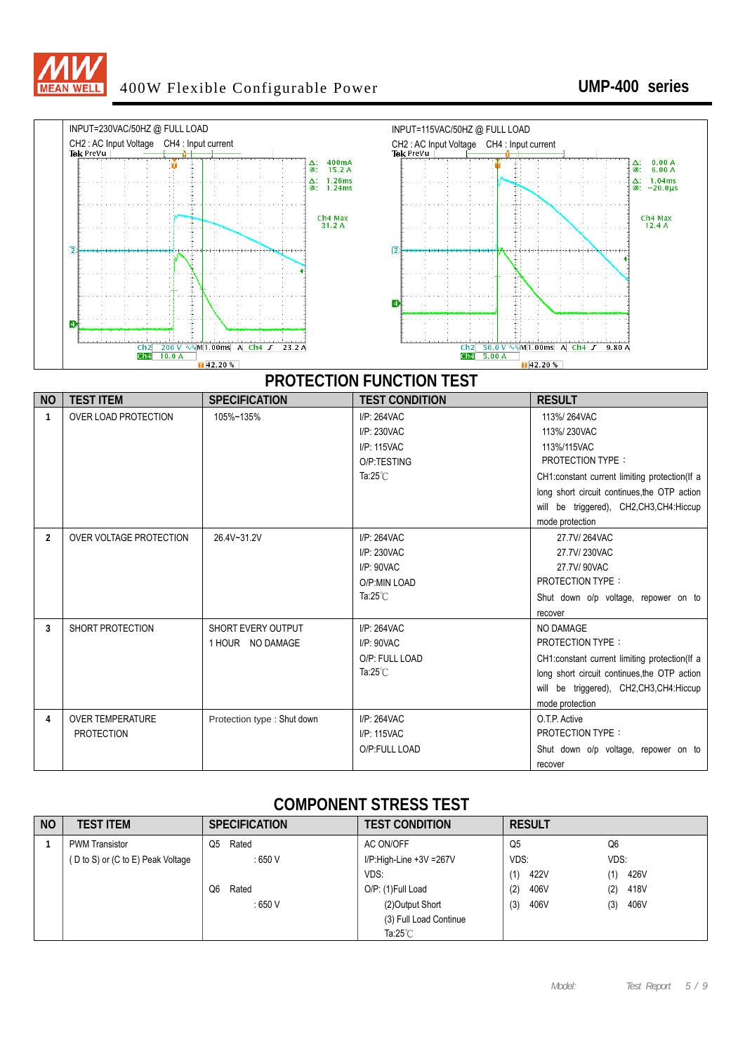INPUT=230VAC/50HZ @ FULL LOAD

CH2 : AC Input Voltage CH4 : Input current

INPUT=115VAC/50HZ @ FULL LOAD

CH2 : AC Input Voltage CH4 : Input current

## PROTECTION FUNCTION TEST

| NO | TEST ITEM | SPECIFICATION | TEST CONDITION | RESULT |
|---|---|---|---|---|
| 1 | OVER LOAD PROTECTION | 105%~135% | I/P: 264VAC<br>I/P: 230VAC<br>I/P: 115VAC<br>O/P:TESTING<br>Ta:25℃ | 113%/ 264VAC<br>113%/ 230VAC<br>113%/115VAC<br>PROTECTION TYPE :<br>CH1:constant current limiting protection(If a long short circuit continues,the OTP action will be triggered), CH2,CH3,CH4:Hiccup mode protection |
| 2 | OVER VOLTAGE PROTECTION | 26.4V~31.2V | I/P: 264VAC<br>I/P: 230VAC<br>I/P: 90VAC<br>O/P:MIN LOAD<br>Ta:25℃ | 27.7V/ 264VAC<br>27.7V/ 230VAC<br>27.7V/ 90VAC<br>PROTECTION TYPE :<br>Shut down o/p voltage, repower on to recover |
| 3 | SHORT PROTECTION | SHORT EVERY OUTPUT<br>1 HOUR NO DAMAGE | I/P: 264VAC<br>I/P: 90VAC<br>O/P: FULL LOAD<br>Ta:25℃ | NO DAMAGE<br>PROTECTION TYPE :<br>CH1:constant current limiting protection(If a long short circuit continues,the OTP action will be triggered), CH2,CH3,CH4:Hiccup mode protection |
| 4 | OVER TEMPERATURE PROTECTION | Protection type : Shut down | I/P: 264VAC<br>I/P: 115VAC<br>O/P:FULL LOAD | O.T.P. Active<br>PROTECTION TYPE :<br>Shut down o/p voltage, repower on to recover |

## COMPONENT STRESS TEST

| NO | TEST ITEM | SPECIFICATION | TEST CONDITION | RESULT | |
|---|---|---|---|---|---|
| 1 | PWM Transistor<br>( D to S) or (C to E) Peak Voltage | Q5 Rated<br>: 650 V<br><br>Q6 Rated<br>: 650 V | AC ON/OFF<br>I/P:High-Line +3V =267V<br>VDS:<br>O/P: (1)Full Load<br>(2)Output Short<br>(3) Full Load Continue<br>Ta:25℃ | Q5<br>VDS:<br>(1) 422V<br>(2) 406V<br>(3) 406V | Q6<br>VDS:<br>(1) 426V<br>(2) 418V<br>(3) 406V |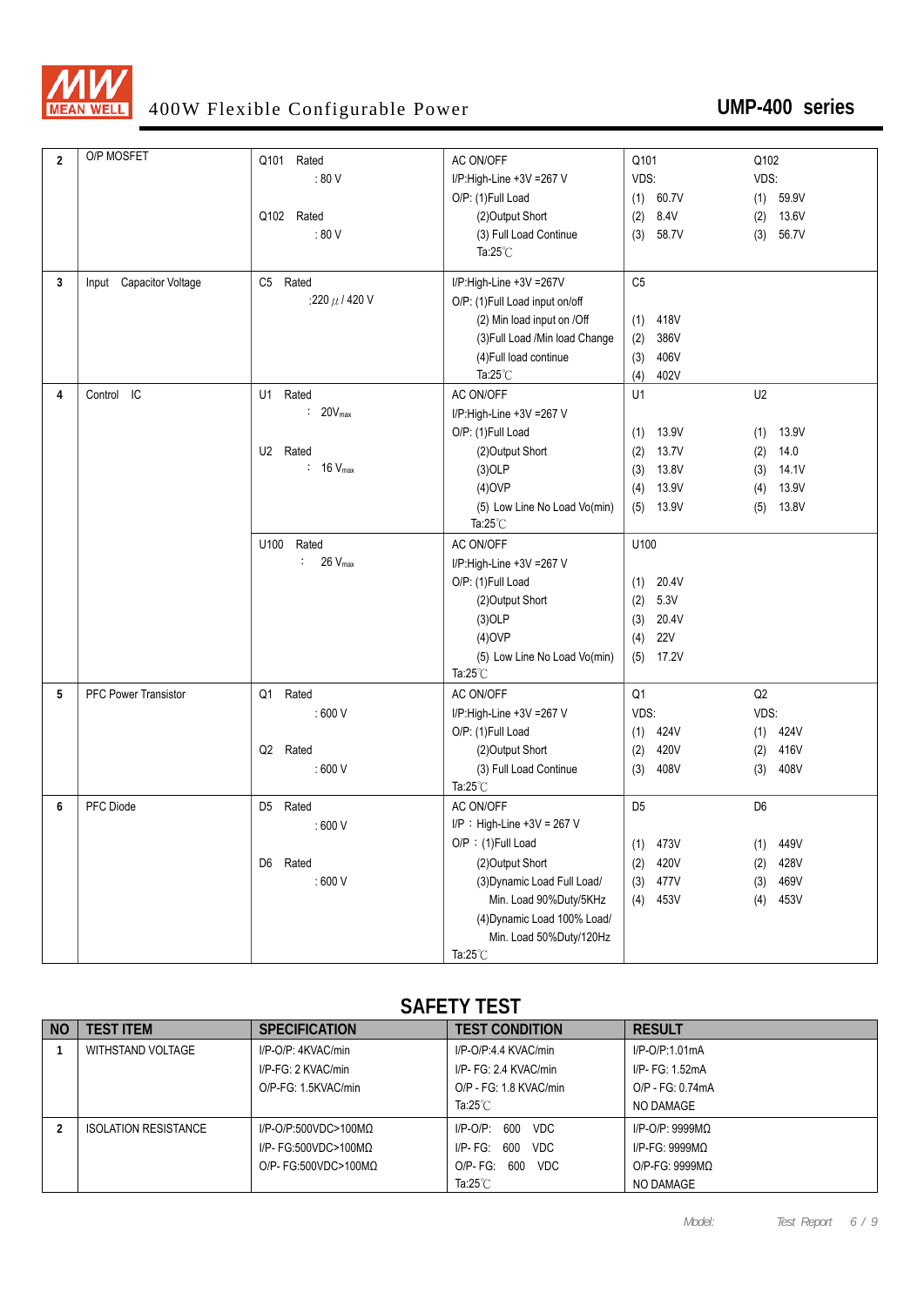| | | | | | |
|---|---|---|---|---|---|
| 2 | O/P MOSFET | Q101 Rated : 80 V<br>Q102 Rated : 80 V | AC ON/OFF<br>I/P:High-Line +3V =267 V<br>O/P: (1)Full Load<br>(2)Output Short<br>(3) Full Load Continue<br>Ta:25℃ | Q101<br>VDS:<br>(1) 60.7V<br>(2) 8.4V<br>(3) 58.7V | Q102<br>VDS:<br>(1) 59.9V<br>(2) 13.6V<br>(3) 56.7V |
| 3 | Input Capacitor Voltage | C5 Rated :220 μ / 420 V | I/P:High-Line +3V =267V<br>O/P: (1)Full Load input on/off<br>(2) Min load input on /Off<br>(3)Full Load /Min load Change<br>(4)Full load continue<br>Ta:25℃ | C5<br>(1) 418V<br>(2) 386V<br>(3) 406V<br>(4) 402V | |
| 4 | Control IC | U1 Rated : $20V_{max}$<br>U2 Rated : $16\ V_{max}$ | AC ON/OFF<br>I/P:High-Line +3V =267 V<br>O/P: (1)Full Load<br>(2)Output Short<br>(3)OLP<br>(4)OVP<br>(5) Low Line No Load Vo(min)<br>Ta:25℃ | U1<br>(1) 13.9V<br>(2) 13.7V<br>(3) 13.8V<br>(4) 13.9V<br>(5) 13.9V | U2<br>(1) 13.9V<br>(2) 14.0<br>(3) 14.1V<br>(4) 13.9V<br>(5) 13.8V |
| | | U100 Rated : $26\ V_{max}$ | AC ON/OFF<br>I/P:High-Line +3V =267 V<br>O/P: (1)Full Load<br>(2)Output Short<br>(3)OLP<br>(4)OVP<br>(5) Low Line No Load Vo(min)<br>Ta:25℃ | U100<br>(1) 20.4V<br>(2) 5.3V<br>(3) 20.4V<br>(4) 22V<br>(5) 17.2V | |
| 5 | PFC Power Transistor | Q1 Rated : 600 V<br>Q2 Rated : 600 V | AC ON/OFF<br>I/P:High-Line +3V =267 V<br>O/P: (1)Full Load<br>(2)Output Short<br>(3) Full Load Continue<br>Ta:25℃ | Q1<br>VDS:<br>(1) 424V<br>(2) 420V<br>(3) 408V | Q2<br>VDS:<br>(1) 424V<br>(2) 416V<br>(3) 408V |
| 6 | PFC Diode | D5 Rated : 600 V<br>D6 Rated : 600 V | AC ON/OFF<br>I/P：High-Line +3V = 267 V<br>O/P：(1)Full Load<br>(2)Output Short<br>(3)Dynamic Load Full Load/ Min. Load 90%Duty/5KHz<br>(4)Dynamic Load 100% Load/ Min. Load 50%Duty/120Hz<br>Ta:25℃ | D5<br>(1) 473V<br>(2) 420V<br>(3) 477V<br>(4) 453V | D6<br>(1) 449V<br>(2) 428V<br>(3) 469V<br>(4) 453V |

## SAFETY TEST

| NO | TEST ITEM | SPECIFICATION | TEST CONDITION | RESULT |
|---|---|---|---|---|
| 1 | WITHSTAND VOLTAGE | I/P-O/P: 4KVAC/min<br>I/P-FG: 2 KVAC/min<br>O/P-FG: 1.5KVAC/min | I/P-O/P:4.4 KVAC/min<br>I/P- FG: 2.4 KVAC/min<br>O/P - FG: 1.8 KVAC/min<br>Ta:25℃ | I/P-O/P:1.01mA<br>I/P- FG: 1.52mA<br>O/P - FG: 0.74mA<br>NO DAMAGE |
| 2 | ISOLATION RESISTANCE | I/P-O/P:500VDC>100MΩ<br>I/P- FG:500VDC>100MΩ<br>O/P- FG:500VDC>100MΩ | I/P-O/P: 600 VDC<br>I/P- FG: 600 VDC<br>O/P- FG: 600 VDC<br>Ta:25℃ | I/P-O/P: 9999MΩ<br>I/P-FG: 9999MΩ<br>O/P-FG: 9999MΩ<br>NO DAMAGE |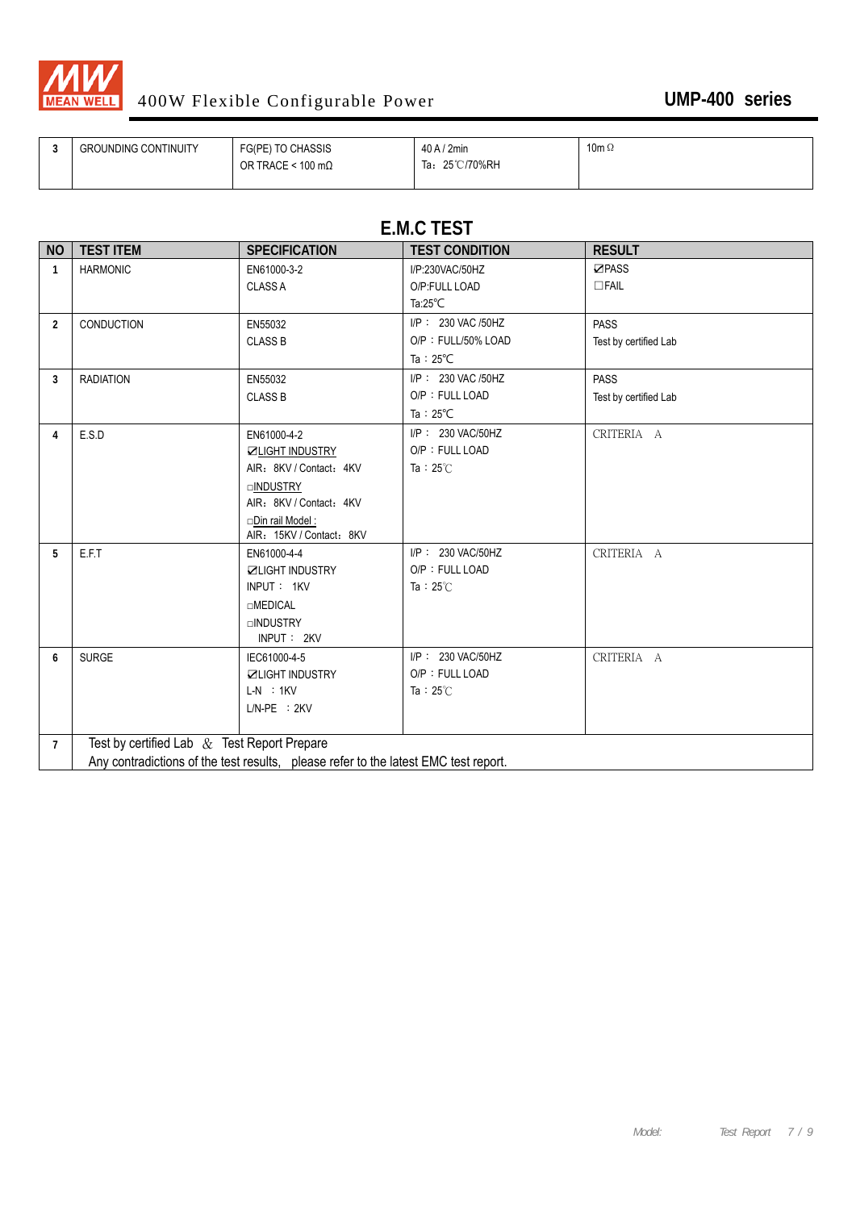| 3 | GROUNDING CONTINUITY | FG(PE) TO CHASSIS<br>OR TRACE < 100 mΩ | 40 A / 2min<br>Ta：25℃/70%RH | 10m Ω |
|---|---|---|---|---|

## E.M.C TEST

| NO | TEST ITEM | SPECIFICATION | TEST CONDITION | RESULT |
|---|---|---|---|---|
| 1 | HARMONIC | EN61000-3-2<br>CLASS A | I/P:230VAC/50HZ<br>O/P:FULL LOAD<br>Ta:25℃ | ☑PASS<br>☐FAIL |
| 2 | CONDUCTION | EN55032<br>CLASS B | I/P：230 VAC /50HZ<br>O/P：FULL/50% LOAD<br>Ta：25℃ | PASS<br>Test by certified Lab |
| 3 | RADIATION | EN55032<br>CLASS B | I/P：230 VAC /50HZ<br>O/P：FULL LOAD<br>Ta：25℃ | PASS<br>Test by certified Lab |
| 4 | E.S.D | EN61000-4-2<br>☑LIGHT INDUSTRY<br>AIR：8KV / Contact：4KV<br>☐INDUSTRY<br>AIR：8KV / Contact：4KV<br>☐Din rail Model :<br>AIR：15KV / Contact：8KV | I/P：230 VAC/50HZ<br>O/P：FULL LOAD<br>Ta：25℃ | CRITERIA A |
| 5 | E.F.T | EN61000-4-4<br>☑LIGHT INDUSTRY<br>INPUT：1KV<br>☐MEDICAL<br>☐INDUSTRY<br>INPUT：2KV | I/P：230 VAC/50HZ<br>O/P：FULL LOAD<br>Ta：25℃ | CRITERIA A |
| 6 | SURGE | IEC61000-4-5<br>☑LIGHT INDUSTRY<br>L-N ：1KV<br>L/N-PE ：2KV | I/P：230 VAC/50HZ<br>O/P：FULL LOAD<br>Ta：25℃ | CRITERIA A |
| 7 | Test by certified Lab ＆ Test Report Prepare<br>Any contradictions of the test results, please refer to the latest EMC test report. | | | |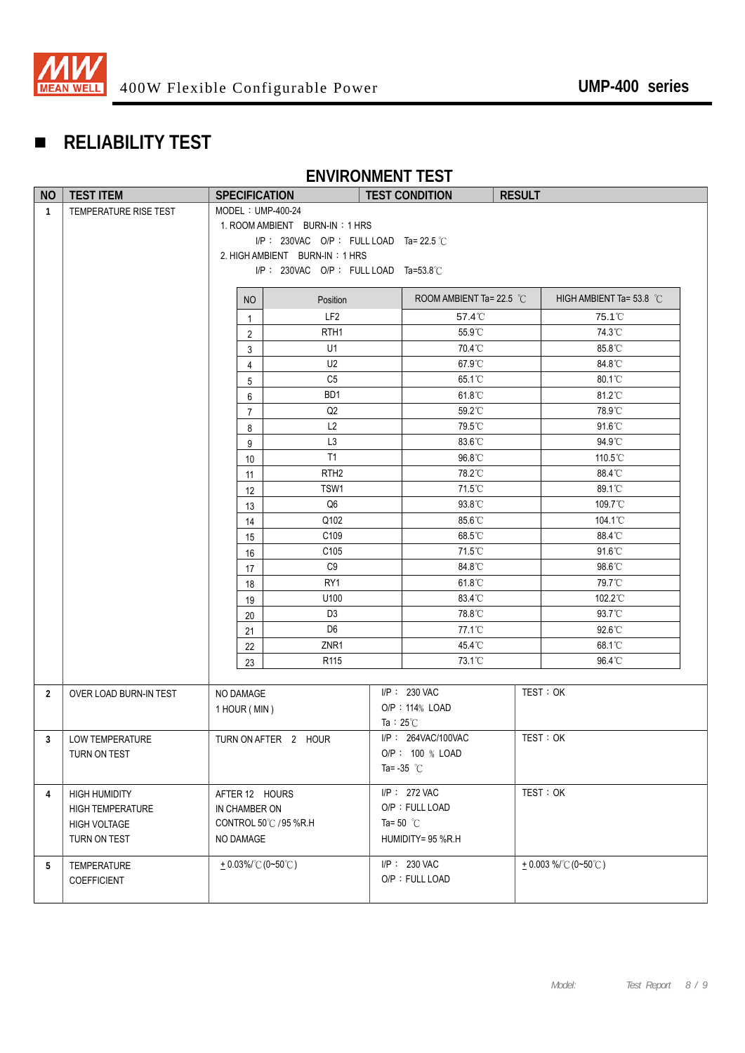## RELIABILITY TEST

### ENVIRONMENT TEST

| NO | TEST ITEM | SPECIFICATION | TEST CONDITION | RESULT |
|---|---|---|---|---|
| 1 | TEMPERATURE RISE TEST | MODEL：UMP-400-24<br>1. ROOM AMBIENT BURN-IN：1 HRS<br>I/P： 230VAC O/P： FULL LOAD Ta= 22.5 ℃<br>2. HIGH AMBIENT BURN-IN：1 HRS<br>I/P： 230VAC O/P： FULL LOAD Ta=53.8℃ | | |

| NO | Position | ROOM AMBIENT Ta= 22.5 ℃ | HIGH AMBIENT Ta= 53.8 ℃ |
|---|---|---|---|
| 1 | LF2 | 57.4℃ | 75.1℃ |
| 2 | RTH1 | 55.9℃ | 74.3℃ |
| 3 | U1 | 70.4℃ | 85.8℃ |
| 4 | U2 | 67.9℃ | 84.8℃ |
| 5 | C5 | 65.1℃ | 80.1℃ |
| 6 | BD1 | 61.8℃ | 81.2℃ |
| 7 | Q2 | 59.2℃ | 78.9℃ |
| 8 | L2 | 79.5℃ | 91.6℃ |
| 9 | L3 | 83.6℃ | 94.9℃ |
| 10 | T1 | 96.8℃ | 110.5℃ |
| 11 | RTH2 | 78.2℃ | 88.4℃ |
| 12 | TSW1 | 71.5℃ | 89.1℃ |
| 13 | Q6 | 93.8℃ | 109.7℃ |
| 14 | Q102 | 85.6℃ | 104.1℃ |
| 15 | C109 | 68.5℃ | 88.4℃ |
| 16 | C105 | 71.5℃ | 91.6℃ |
| 17 | C9 | 84.8℃ | 98.6℃ |
| 18 | RY1 | 61.8℃ | 79.7℃ |
| 19 | U100 | 83.4℃ | 102.2℃ |
| 20 | D3 | 78.8℃ | 93.7℃ |
| 21 | D6 | 77.1℃ | 92.6℃ |
| 22 | ZNR1 | 45.4℃ | 68.1℃ |
| 23 | R115 | 73.1℃ | 96.4℃ |

| NO | TEST ITEM | SPECIFICATION | TEST CONDITION | RESULT |
|---|---|---|---|---|
| 2 | OVER LOAD BURN-IN TEST | NO DAMAGE<br>1 HOUR ( MIN ) | I/P： 230 VAC<br>O/P：114% LOAD<br>Ta：25℃ | TEST：OK |
| 3 | LOW TEMPERATURE TURN ON TEST | TURN ON AFTER 2 HOUR | I/P： 264VAC/100VAC<br>O/P： 100 % LOAD<br>Ta= -35 ℃ | TEST：OK |
| 4 | HIGH HUMIDITY HIGH TEMPERATURE HIGH VOLTAGE TURN ON TEST | AFTER 12 HOURS<br>IN CHAMBER ON<br>CONTROL 50℃ / 95 %R.H<br>NO DAMAGE | I/P： 272 VAC<br>O/P：FULL LOAD<br>Ta= 50 ℃<br>HUMIDITY= 95 %R.H | TEST：OK |
| 5 | TEMPERATURE COEFFICIENT | ± 0.03%/℃ (0~50℃) | I/P： 230 VAC<br>O/P：FULL LOAD | ± 0.003 %/℃ (0~50℃) |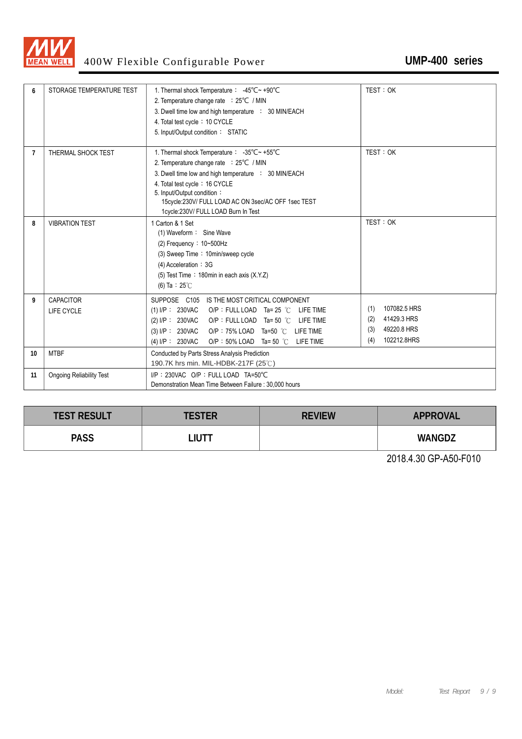| | | | |
|---|---|---|---|
| 6 | STORAGE TEMPERATURE TEST | 1. Thermal shock Temperature： -45℃~ +90℃<br>2. Temperature change rate ：25℃ / MIN<br>3. Dwell time low and high temperature ： 30 MIN/EACH<br>4. Total test cycle：10 CYCLE<br>5. Input/Output condition： STATIC | TEST：OK |
| 7 | THERMAL SHOCK TEST | 1. Thermal shock Temperature： -35℃~ +55℃<br>2. Temperature change rate ：25℃ / MIN<br>3. Dwell time low and high temperature ： 30 MIN/EACH<br>4. Total test cycle：16 CYCLE<br>5. Input/Output condition：<br>15cycle:230V/ FULL LOAD AC ON 3sec/AC OFF 1sec TEST<br>1cycle:230V/ FULL LOAD Burn In Test | TEST：OK |
| 8 | VIBRATION TEST | 1 Carton & 1 Set<br>(1) Waveform： Sine Wave<br>(2) Frequency：10~500Hz<br>(3) Sweep Time：10min/sweep cycle<br>(4) Acceleration：3G<br>(5) Test Time：180min in each axis (X.Y.Z)<br>(6) Ta：25℃ | TEST：OK |
| 9 | CAPACITOR LIFE CYCLE | SUPPOSE C105 IS THE MOST CRITICAL COMPONENT<br>(1) I/P： 230VAC O/P：FULL LOAD Ta= 25 ℃ LIFE TIME<br>(2) I/P： 230VAC O/P：FULL LOAD Ta= 50 ℃ LIFE TIME<br>(3) I/P： 230VAC O/P：75% LOAD Ta=50 ℃ LIFE TIME<br>(4) I/P： 230VAC O/P：50% LOAD Ta= 50 ℃ LIFE TIME | (1) 107082.5 HRS<br>(2) 41429.3 HRS<br>(3) 49220.8 HRS<br>(4) 102212.8HRS |
| 10 | MTBF | Conducted by Parts Stress Analysis Prediction<br>190.7K hrs min. MIL-HDBK-217F (25℃) | |
| 11 | Ongoing Reliability Test | I/P：230VAC O/P：FULL LOAD TA=50℃<br>Demonstration Mean Time Between Failure : 30,000 hours | |

| TEST RESULT | TESTER | REVIEW | APPROVAL |
|---|---|---|---|
| PASS | LIUTT | | WANGDZ |

2018.4.30 GP-A50-F010